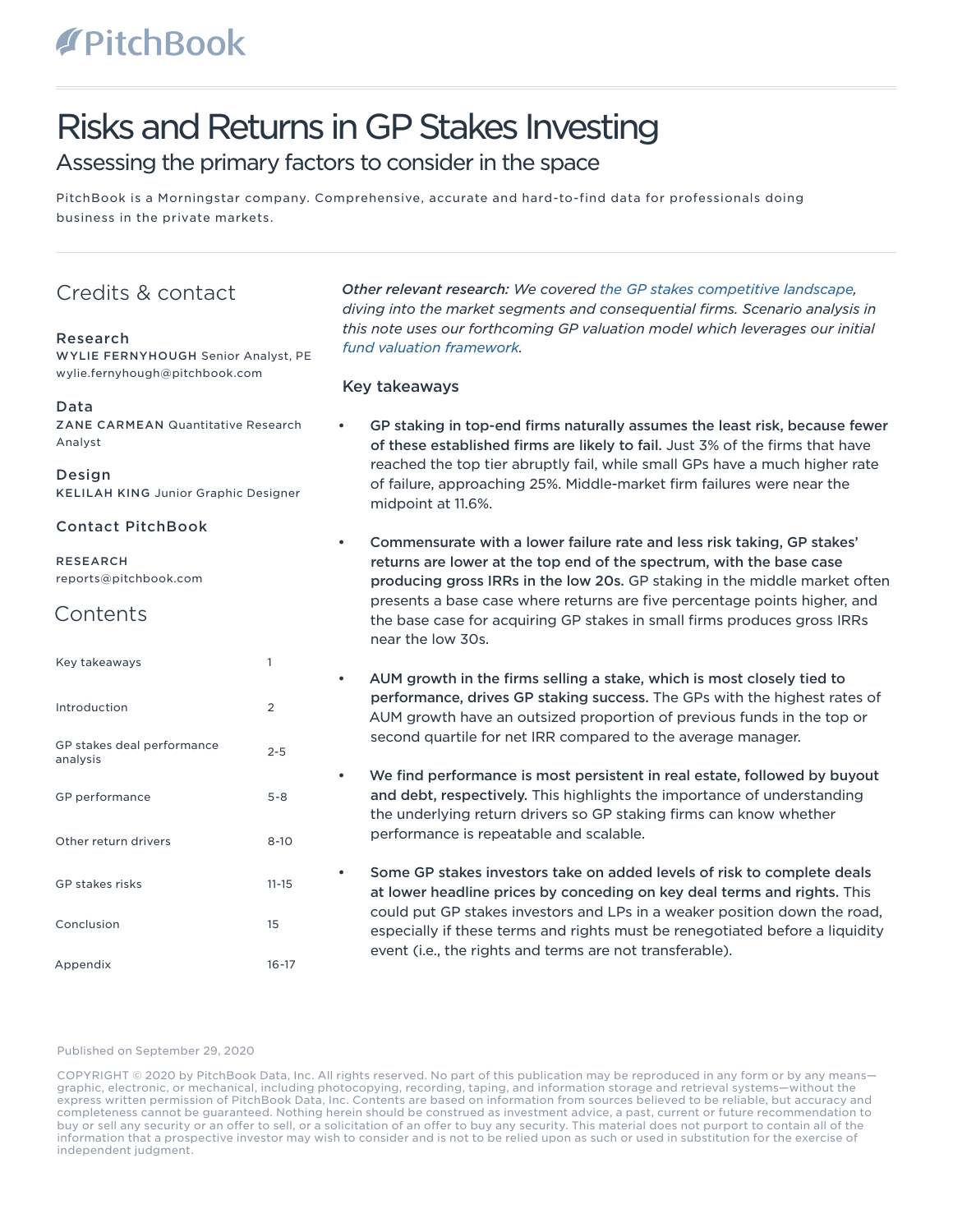# Risks and Returns in GP Stakes Investing

## Assessing the primary factors to consider in the space

PitchBook is a Morningstar company. Comprehensive, accurate and hard-to-find data for professionals doing business in the private markets.

## Credits & contact

**Research**
**WYLIE FERNYHOUGH** Senior Analyst, PE
wylie.fernyhough@pitchbook.com

**Data**
**ZANE CARMEAN** Quantitative Research Analyst

**Design**
**KELILAH KING** Junior Graphic Designer

**Contact PitchBook**

**RESEARCH**
reports@pitchbook.com

## Contents

| | |
|---|---|
| Key takeaways | 1 |
| Introduction | 2 |
| GP stakes deal performance analysis | 2-5 |
| GP performance | 5-8 |
| Other return drivers | 8-10 |
| GP stakes risks | 11-15 |
| Conclusion | 15 |
| Appendix | 16-17 |

*Other relevant research: We covered the GP stakes competitive landscape, diving into the market segments and consequential firms. Scenario analysis in this note uses our forthcoming GP valuation model which leverages our initial fund valuation framework.*

### Key takeaways

- **GP staking in top-end firms naturally assumes the least risk, because fewer of these established firms are likely to fail.** Just 3% of the firms that have reached the top tier abruptly fail, while small GPs have a much higher rate of failure, approaching 25%. Middle-market firm failures were near the midpoint at 11.6%.
- **Commensurate with a lower failure rate and less risk taking, GP stakes' returns are lower at the top end of the spectrum, with the base case producing gross IRRs in the low 20s.** GP staking in the middle market often presents a base case where returns are five percentage points higher, and the base case for acquiring GP stakes in small firms produces gross IRRs near the low 30s.
- **AUM growth in the firms selling a stake, which is most closely tied to performance, drives GP staking success.** The GPs with the highest rates of AUM growth have an outsized proportion of previous funds in the top or second quartile for net IRR compared to the average manager.
- **We find performance is most persistent in real estate, followed by buyout and debt, respectively.** This highlights the importance of understanding the underlying return drivers so GP staking firms can know whether performance is repeatable and scalable.
- **Some GP stakes investors take on added levels of risk to complete deals at lower headline prices by conceding on key deal terms and rights.** This could put GP stakes investors and LPs in a weaker position down the road, especially if these terms and rights must be renegotiated before a liquidity event (i.e., the rights and terms are not transferable).

Published on September 29, 2020

COPYRIGHT © 2020 by PitchBook Data, Inc. All rights reserved. No part of this publication may be reproduced in any form or by any means—graphic, electronic, or mechanical, including photocopying, recording, taping, and information storage and retrieval systems—without the express written permission of PitchBook Data, Inc. Contents are based on information from sources believed to be reliable, but accuracy and completeness cannot be guaranteed. Nothing herein should be construed as investment advice, a past, current or future recommendation to buy or sell any security or an offer to sell, or a solicitation of an offer to buy any security. This material does not purport to contain all of the information that a prospective investor may wish to consider and is not to be relied upon as such or used in substitution for the exercise of independent judgment.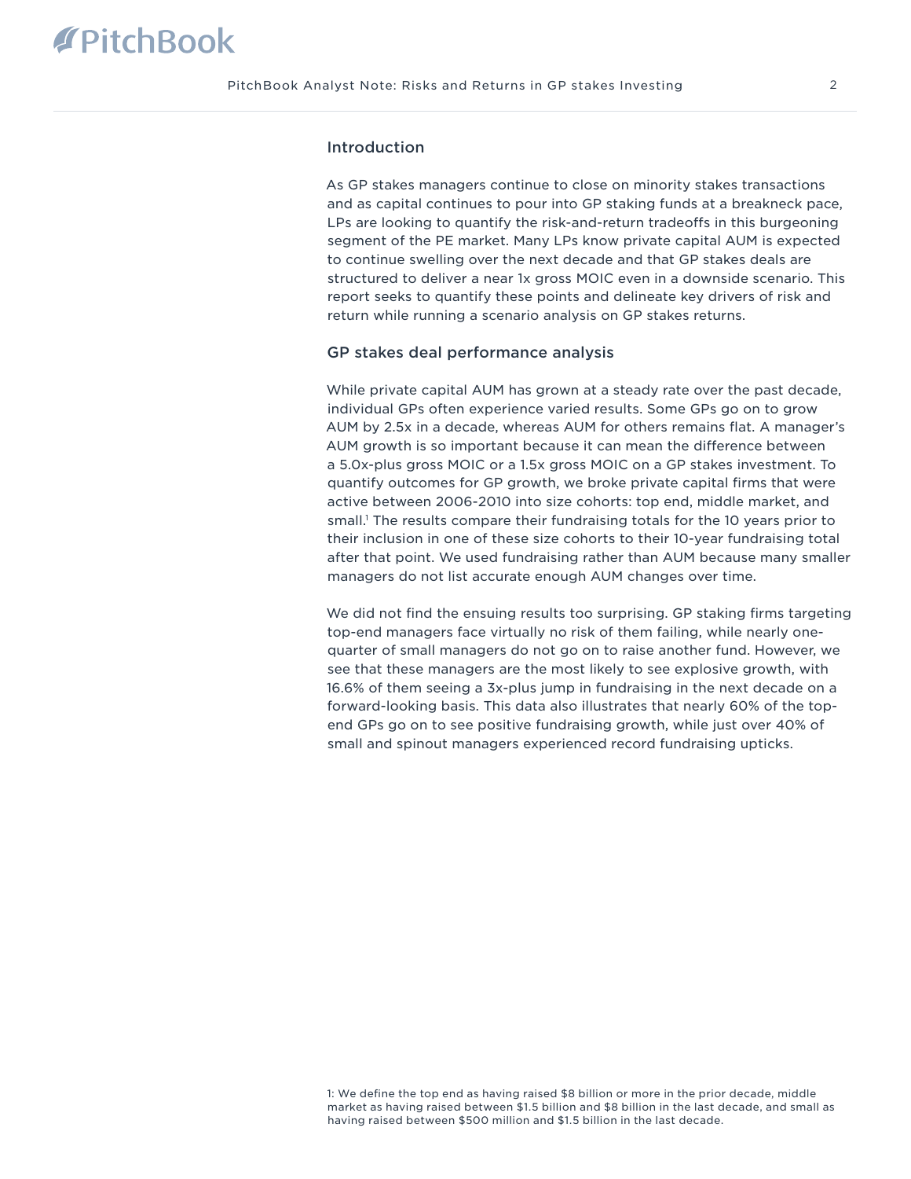## Introduction

As GP stakes managers continue to close on minority stakes transactions and as capital continues to pour into GP staking funds at a breakneck pace, LPs are looking to quantify the risk-and-return tradeoffs in this burgeoning segment of the PE market. Many LPs know private capital AUM is expected to continue swelling over the next decade and that GP stakes deals are structured to deliver a near 1x gross MOIC even in a downside scenario. This report seeks to quantify these points and delineate key drivers of risk and return while running a scenario analysis on GP stakes returns.

## GP stakes deal performance analysis

While private capital AUM has grown at a steady rate over the past decade, individual GPs often experience varied results. Some GPs go on to grow AUM by 2.5x in a decade, whereas AUM for others remains flat. A manager's AUM growth is so important because it can mean the difference between a 5.0x-plus gross MOIC or a 1.5x gross MOIC on a GP stakes investment. To quantify outcomes for GP growth, we broke private capital firms that were active between 2006-2010 into size cohorts: top end, middle market, and small.[1] The results compare their fundraising totals for the 10 years prior to their inclusion in one of these size cohorts to their 10-year fundraising total after that point. We used fundraising rather than AUM because many smaller managers do not list accurate enough AUM changes over time.

We did not find the ensuing results too surprising. GP staking firms targeting top-end managers face virtually no risk of them failing, while nearly one-quarter of small managers do not go on to raise another fund. However, we see that these managers are the most likely to see explosive growth, with 16.6% of them seeing a 3x-plus jump in fundraising in the next decade on a forward-looking basis. This data also illustrates that nearly 60% of the top-end GPs go on to see positive fundraising growth, while just over 40% of small and spinout managers experienced record fundraising upticks.

1: We define the top end as having raised $8 billion or more in the prior decade, middle market as having raised between $1.5 billion and $8 billion in the last decade, and small as having raised between $500 million and $1.5 billion in the last decade.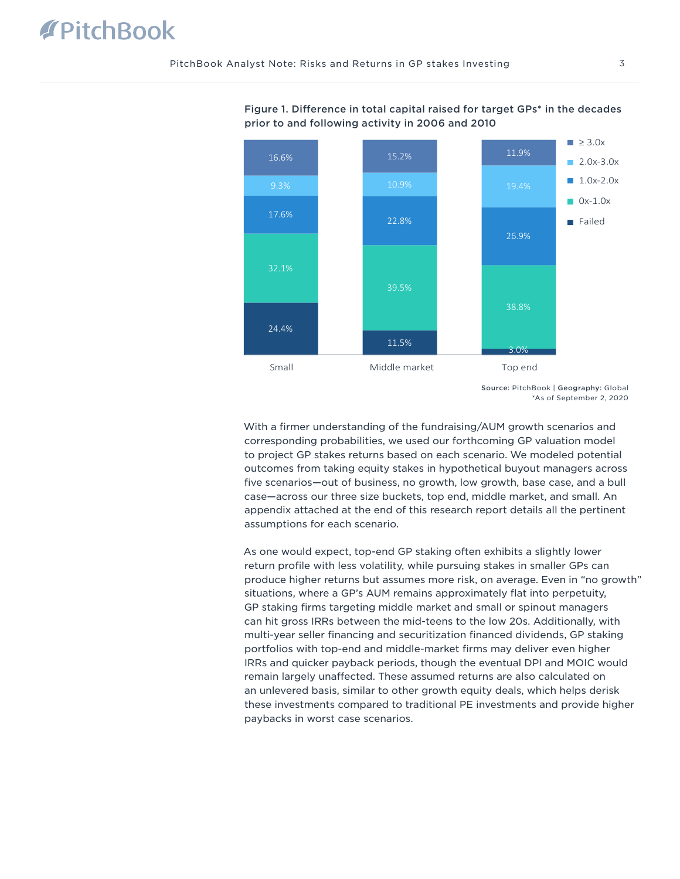**Figure 1. Difference in total capital raised for target GPs* in the decades prior to and following activity in 2006 and 2010**

| | Small | Middle market | Top end |
|---|---|---|---|
| ≥ 3.0x | 16.6% | 15.2% | 11.9% |
| 2.0x-3.0x | 9.3% | 10.9% | 19.4% |
| 1.0x-2.0x | 17.6% | 22.8% | 26.9% |
| 0x-1.0x | 32.1% | 39.5% | 38.8% |
| Failed | 24.4% | 11.5% | 3.0% |

**Source:** PitchBook | **Geography:** Global
*As of September 2, 2020

With a firmer understanding of the fundraising/AUM growth scenarios and corresponding probabilities, we used our forthcoming GP valuation model to project GP stakes returns based on each scenario. We modeled potential outcomes from taking equity stakes in hypothetical buyout managers across five scenarios—out of business, no growth, low growth, base case, and a bull case—across our three size buckets, top end, middle market, and small. An appendix attached at the end of this research report details all the pertinent assumptions for each scenario.

As one would expect, top-end GP staking often exhibits a slightly lower return profile with less volatility, while pursuing stakes in smaller GPs can produce higher returns but assumes more risk, on average. Even in "no growth" situations, where a GP's AUM remains approximately flat into perpetuity, GP staking firms targeting middle market and small or spinout managers can hit gross IRRs between the mid-teens to the low 20s. Additionally, with multi-year seller financing and securitization financed dividends, GP staking portfolios with top-end and middle-market firms may deliver even higher IRRs and quicker payback periods, though the eventual DPI and MOIC would remain largely unaffected. These assumed returns are also calculated on an unlevered basis, similar to other growth equity deals, which helps derisk these investments compared to traditional PE investments and provide higher paybacks in worst case scenarios.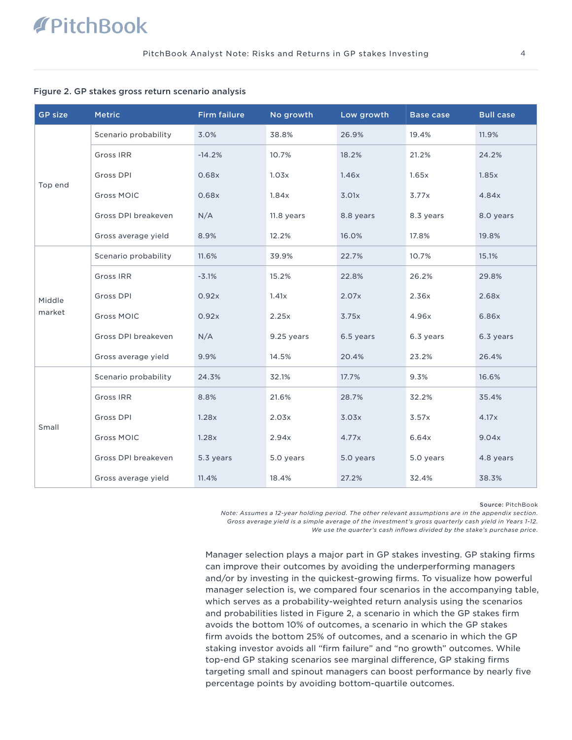**Figure 2. GP stakes gross return scenario analysis**

| GP size | Metric | Firm failure | No growth | Low growth | Base case | Bull case |
|---|---|---|---|---|---|---|
| Top end | Scenario probability | 3.0% | 38.8% | 26.9% | 19.4% | 11.9% |
| | Gross IRR | -14.2% | 10.7% | 18.2% | 21.2% | 24.2% |
| | Gross DPI | 0.68x | 1.03x | 1.46x | 1.65x | 1.85x |
| | Gross MOIC | 0.68x | 1.84x | 3.01x | 3.77x | 4.84x |
| | Gross DPI breakeven | N/A | 11.8 years | 8.8 years | 8.3 years | 8.0 years |
| | Gross average yield | 8.9% | 12.2% | 16.0% | 17.8% | 19.8% |
| Middle market | Scenario probability | 11.6% | 39.9% | 22.7% | 10.7% | 15.1% |
| | Gross IRR | -3.1% | 15.2% | 22.8% | 26.2% | 29.8% |
| | Gross DPI | 0.92x | 1.41x | 2.07x | 2.36x | 2.68x |
| | Gross MOIC | 0.92x | 2.25x | 3.75x | 4.96x | 6.86x |
| | Gross DPI breakeven | N/A | 9.25 years | 6.5 years | 6.3 years | 6.3 years |
| | Gross average yield | 9.9% | 14.5% | 20.4% | 23.2% | 26.4% |
| Small | Scenario probability | 24.3% | 32.1% | 17.7% | 9.3% | 16.6% |
| | Gross IRR | 8.8% | 21.6% | 28.7% | 32.2% | 35.4% |
| | Gross DPI | 1.28x | 2.03x | 3.03x | 3.57x | 4.17x |
| | Gross MOIC | 1.28x | 2.94x | 4.77x | 6.64x | 9.04x |
| | Gross DPI breakeven | 5.3 years | 5.0 years | 5.0 years | 5.0 years | 4.8 years |
| | Gross average yield | 11.4% | 18.4% | 27.2% | 32.4% | 38.3% |

**Source:** PitchBook

*Note: Assumes a 12-year holding period. The other relevant assumptions are in the appendix section. Gross average yield is a simple average of the investment's gross quarterly cash yield in Years 1-12. We use the quarter's cash inflows divided by the stake's purchase price.*

Manager selection plays a major part in GP stakes investing. GP staking firms can improve their outcomes by avoiding the underperforming managers and/or by investing in the quickest-growing firms. To visualize how powerful manager selection is, we compared four scenarios in the accompanying table, which serves as a probability-weighted return analysis using the scenarios and probabilities listed in Figure 2, a scenario in which the GP stakes firm avoids the bottom 10% of outcomes, a scenario in which the GP stakes firm avoids the bottom 25% of outcomes, and a scenario in which the GP staking investor avoids all "firm failure" and "no growth" outcomes. While top-end GP staking scenarios see marginal difference, GP staking firms targeting small and spinout managers can boost performance by nearly five percentage points by avoiding bottom-quartile outcomes.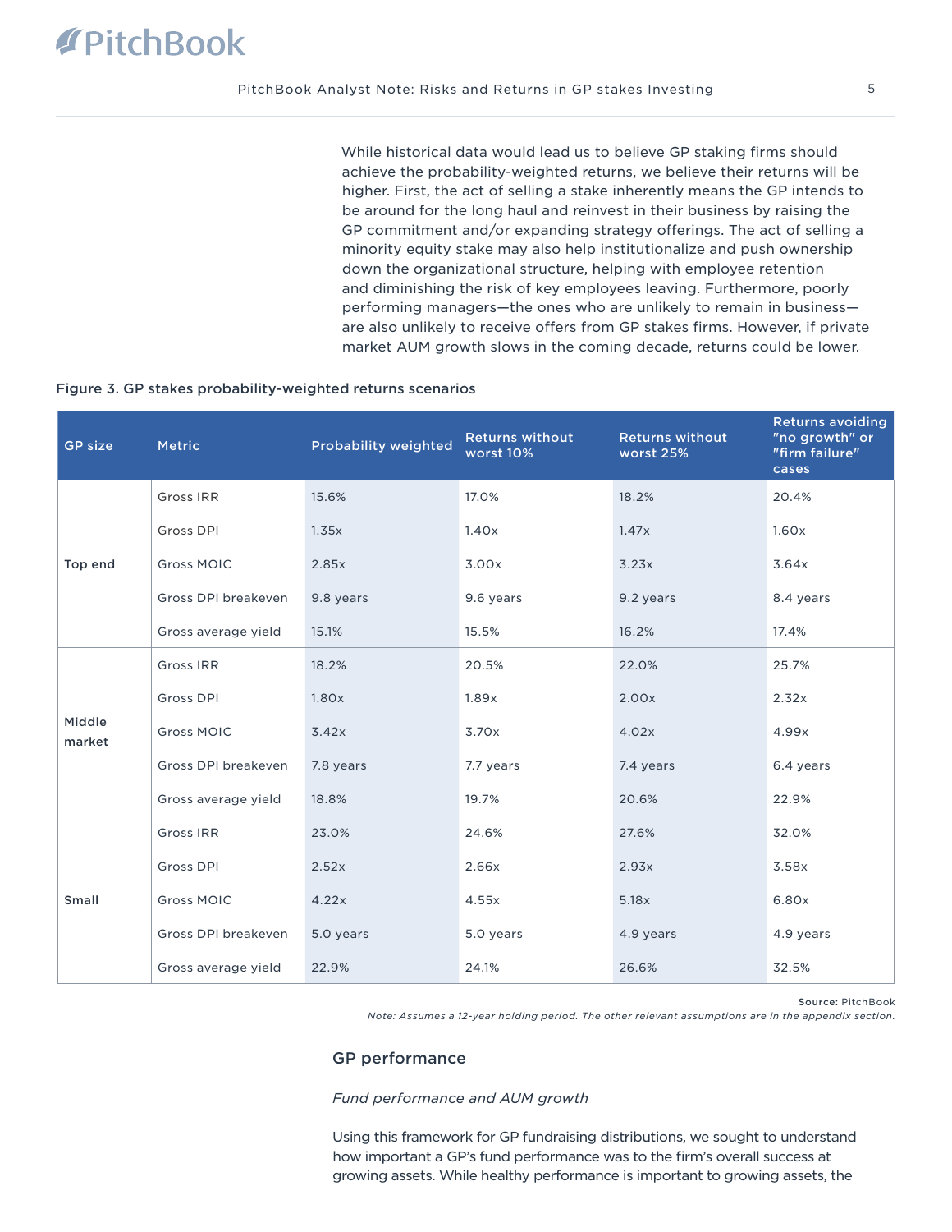While historical data would lead us to believe GP staking firms should achieve the probability-weighted returns, we believe their returns will be higher. First, the act of selling a stake inherently means the GP intends to be around for the long haul and reinvest in their business by raising the GP commitment and/or expanding strategy offerings. The act of selling a minority equity stake may also help institutionalize and push ownership down the organizational structure, helping with employee retention and diminishing the risk of key employees leaving. Furthermore, poorly performing managers—the ones who are unlikely to remain in business—are also unlikely to receive offers from GP stakes firms. However, if private market AUM growth slows in the coming decade, returns could be lower.

**Figure 3. GP stakes probability-weighted returns scenarios**

| GP size | Metric | Probability weighted | Returns without worst 10% | Returns without worst 25% | Returns avoiding "no growth" or "firm failure" cases |
|---|---|---|---|---|---|
| Top end | Gross IRR | 15.6% | 17.0% | 18.2% | 20.4% |
| | Gross DPI | 1.35x | 1.40x | 1.47x | 1.60x |
| | Gross MOIC | 2.85x | 3.00x | 3.23x | 3.64x |
| | Gross DPI breakeven | 9.8 years | 9.6 years | 9.2 years | 8.4 years |
| | Gross average yield | 15.1% | 15.5% | 16.2% | 17.4% |
| Middle market | Gross IRR | 18.2% | 20.5% | 22.0% | 25.7% |
| | Gross DPI | 1.80x | 1.89x | 2.00x | 2.32x |
| | Gross MOIC | 3.42x | 3.70x | 4.02x | 4.99x |
| | Gross DPI breakeven | 7.8 years | 7.7 years | 7.4 years | 6.4 years |
| | Gross average yield | 18.8% | 19.7% | 20.6% | 22.9% |
| Small | Gross IRR | 23.0% | 24.6% | 27.6% | 32.0% |
| | Gross DPI | 2.52x | 2.66x | 2.93x | 3.58x |
| | Gross MOIC | 4.22x | 4.55x | 5.18x | 6.80x |
| | Gross DPI breakeven | 5.0 years | 5.0 years | 4.9 years | 4.9 years |
| | Gross average yield | 22.9% | 24.1% | 26.6% | 32.5% |

**Source:** PitchBook

*Note: Assumes a 12-year holding period. The other relevant assumptions are in the appendix section.*

## GP performance

*Fund performance and AUM growth*

Using this framework for GP fundraising distributions, we sought to understand how important a GP's fund performance was to the firm's overall success at growing assets. While healthy performance is important to growing assets, the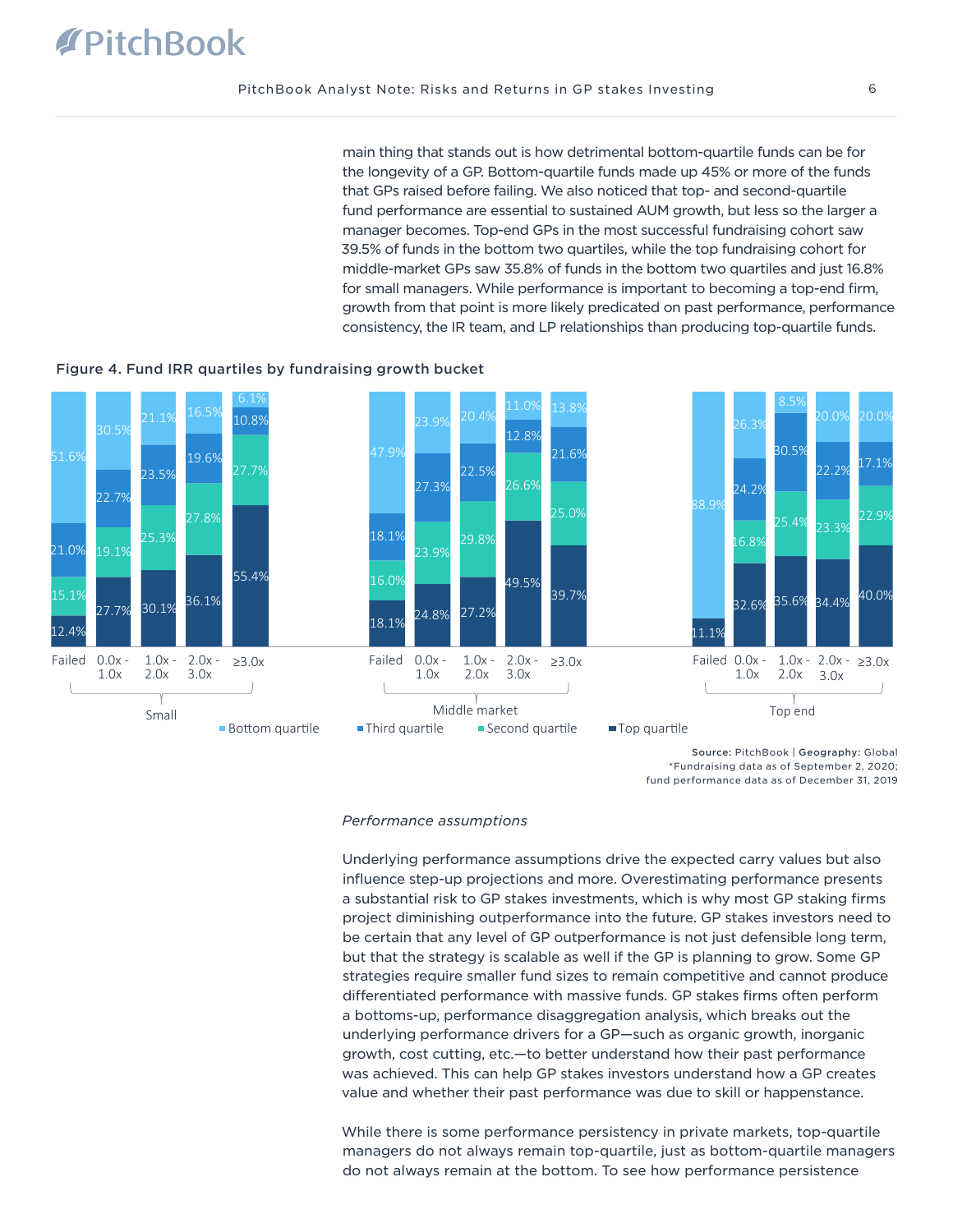main thing that stands out is how detrimental bottom-quartile funds can be for the longevity of a GP. Bottom-quartile funds made up 45% or more of the funds that GPs raised before failing. We also noticed that top- and second-quartile fund performance are essential to sustained AUM growth, but less so the larger a manager becomes. Top-end GPs in the most successful fundraising cohort saw 39.5% of funds in the bottom two quartiles, while the top fundraising cohort for middle-market GPs saw 35.8% of funds in the bottom two quartiles and just 16.8% for small managers. While performance is important to becoming a top-end firm, growth from that point is more likely predicated on past performance, performance consistency, the IR team, and LP relationships than producing top-quartile funds.

**Figure 4. Fund IRR quartiles by fundraising growth bucket**

| Size | Fundraising growth | Bottom quartile | Third quartile | Second quartile | Top quartile |
|---|---|---|---|---|---|
| Small | Failed | 51.6% | 21.0% | 15.1% | 12.4% |
| Small | 0.0x - 1.0x | 30.5% | 22.7% | 19.1% | 27.7% |
| Small | 1.0x - 2.0x | 21.1% | 23.5% | 25.3% | 30.1% |
| Small | 2.0x - 3.0x | 16.5% | 19.6% | 27.8% | 36.1% |
| Small | ≥3.0x | 6.1% | 10.8% | 27.7% | 55.4% |
| Middle market | Failed | 47.9% | 18.1% | 16.0% | 18.1% |
| Middle market | 0.0x - 1.0x | 23.9% | 27.3% | 23.9% | 24.8% |
| Middle market | 1.0x - 2.0x | 20.4% | 22.5% | 29.8% | 27.2% |
| Middle market | 2.0x - 3.0x | 11.0% | 12.8% | 26.6% | 49.5% |
| Middle market | ≥3.0x | 13.8% | 21.6% | 25.0% | 39.7% |
| Top end | Failed | 88.9% | | | 11.1% |
| Top end | 0.0x - 1.0x | 26.3% | 24.2% | 16.8% | 32.6% |
| Top end | 1.0x - 2.0x | 8.5% | 30.5% | 25.4% | 35.6% |
| Top end | 2.0x - 3.0x | 20.0% | 22.2% | 23.3% | 34.4% |
| Top end | ≥3.0x | 20.0% | 17.1% | 22.9% | 40.0% |

**Source:** PitchBook | **Geography:** Global
*Fundraising data as of September 2, 2020; fund performance data as of December 31, 2019

*Performance assumptions*

Underlying performance assumptions drive the expected carry values but also influence step-up projections and more. Overestimating performance presents a substantial risk to GP stakes investments, which is why most GP staking firms project diminishing outperformance into the future. GP stakes investors need to be certain that any level of GP outperformance is not just defensible long term, but that the strategy is scalable as well if the GP is planning to grow. Some GP strategies require smaller fund sizes to remain competitive and cannot produce differentiated performance with massive funds. GP stakes firms often perform a bottoms-up, performance disaggregation analysis, which breaks out the underlying performance drivers for a GP—such as organic growth, inorganic growth, cost cutting, etc.—to better understand how their past performance was achieved. This can help GP stakes investors understand how a GP creates value and whether their past performance was due to skill or happenstance.

While there is some performance persistency in private markets, top-quartile managers do not always remain top-quartile, just as bottom-quartile managers do not always remain at the bottom. To see how performance persistence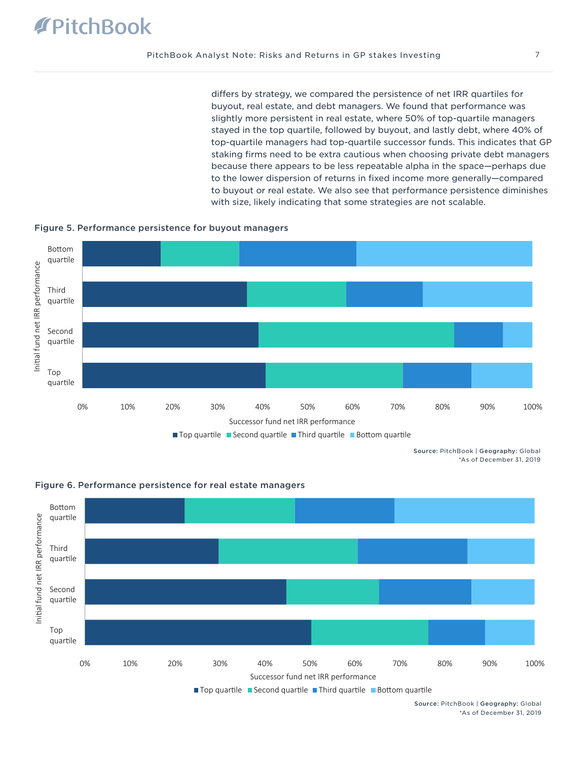differs by strategy, we compared the persistence of net IRR quartiles for buyout, real estate, and debt managers. We found that performance was slightly more persistent in real estate, where 50% of top-quartile managers stayed in the top quartile, followed by buyout, and lastly debt, where 40% of top-quartile managers had top-quartile successor funds. This indicates that GP staking firms need to be extra cautious when choosing private debt managers because there appears to be less repeatable alpha in the space—perhaps due to the lower dispersion of returns in fixed income more generally—compared to buyout or real estate. We also see that performance persistence diminishes with size, likely indicating that some strategies are not scalable.

**Figure 5. Performance persistence for buyout managers**

Source: PitchBook | Geography: Global
*As of December 31, 2019

**Figure 6. Performance persistence for real estate managers**

Source: PitchBook | Geography: Global
*As of December 31, 2019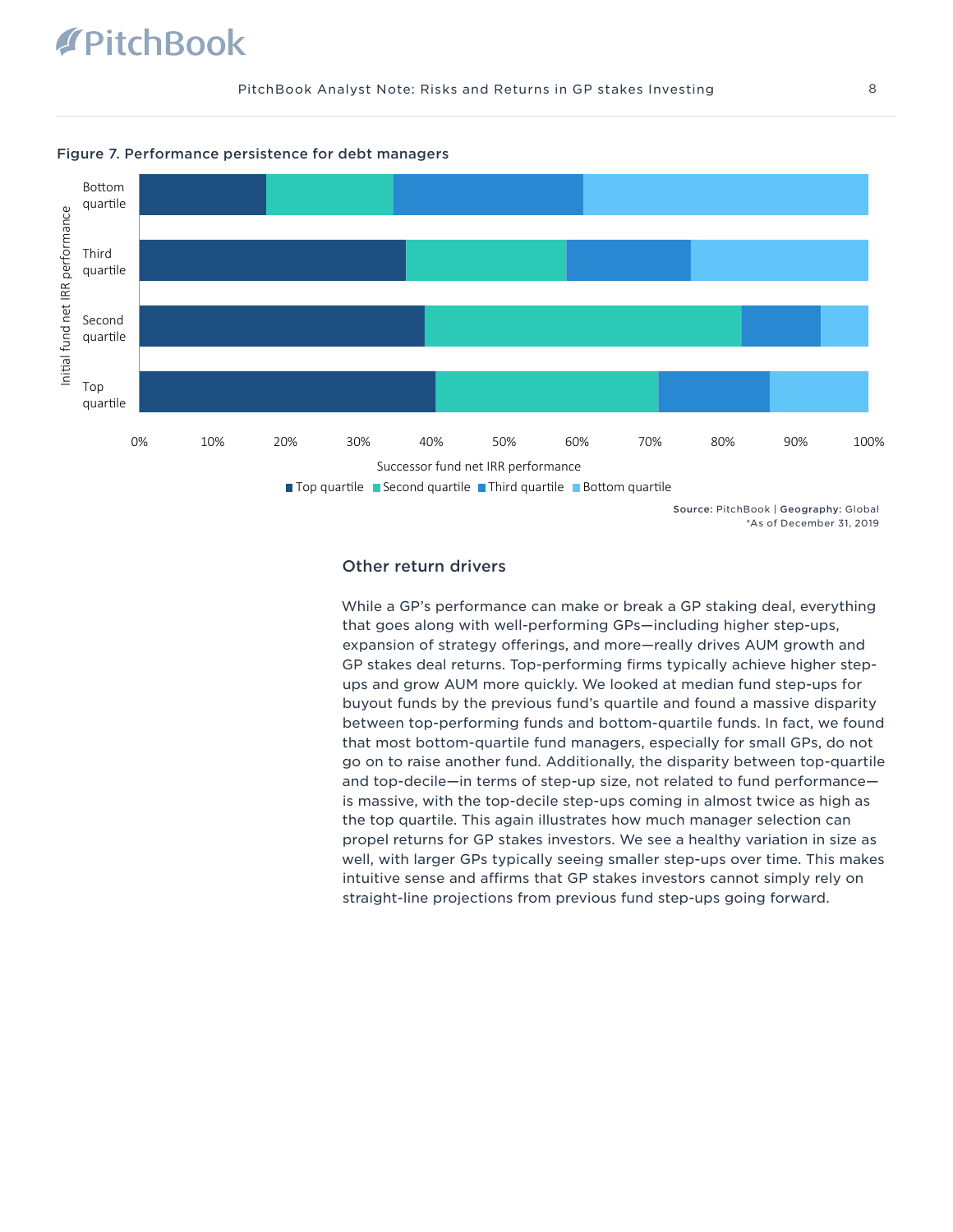Figure 7. Performance persistence for debt managers

Source: PitchBook | Geography: Global
*As of December 31, 2019

## Other return drivers

While a GP's performance can make or break a GP staking deal, everything that goes along with well-performing GPs—including higher step-ups, expansion of strategy offerings, and more—really drives AUM growth and GP stakes deal returns. Top-performing firms typically achieve higher step-ups and grow AUM more quickly. We looked at median fund step-ups for buyout funds by the previous fund's quartile and found a massive disparity between top-performing funds and bottom-quartile funds. In fact, we found that most bottom-quartile fund managers, especially for small GPs, do not go on to raise another fund. Additionally, the disparity between top-quartile and top-decile—in terms of step-up size, not related to fund performance—is massive, with the top-decile step-ups coming in almost twice as high as the top quartile. This again illustrates how much manager selection can propel returns for GP stakes investors. We see a healthy variation in size as well, with larger GPs typically seeing smaller step-ups over time. This makes intuitive sense and affirms that GP stakes investors cannot simply rely on straight-line projections from previous fund step-ups going forward.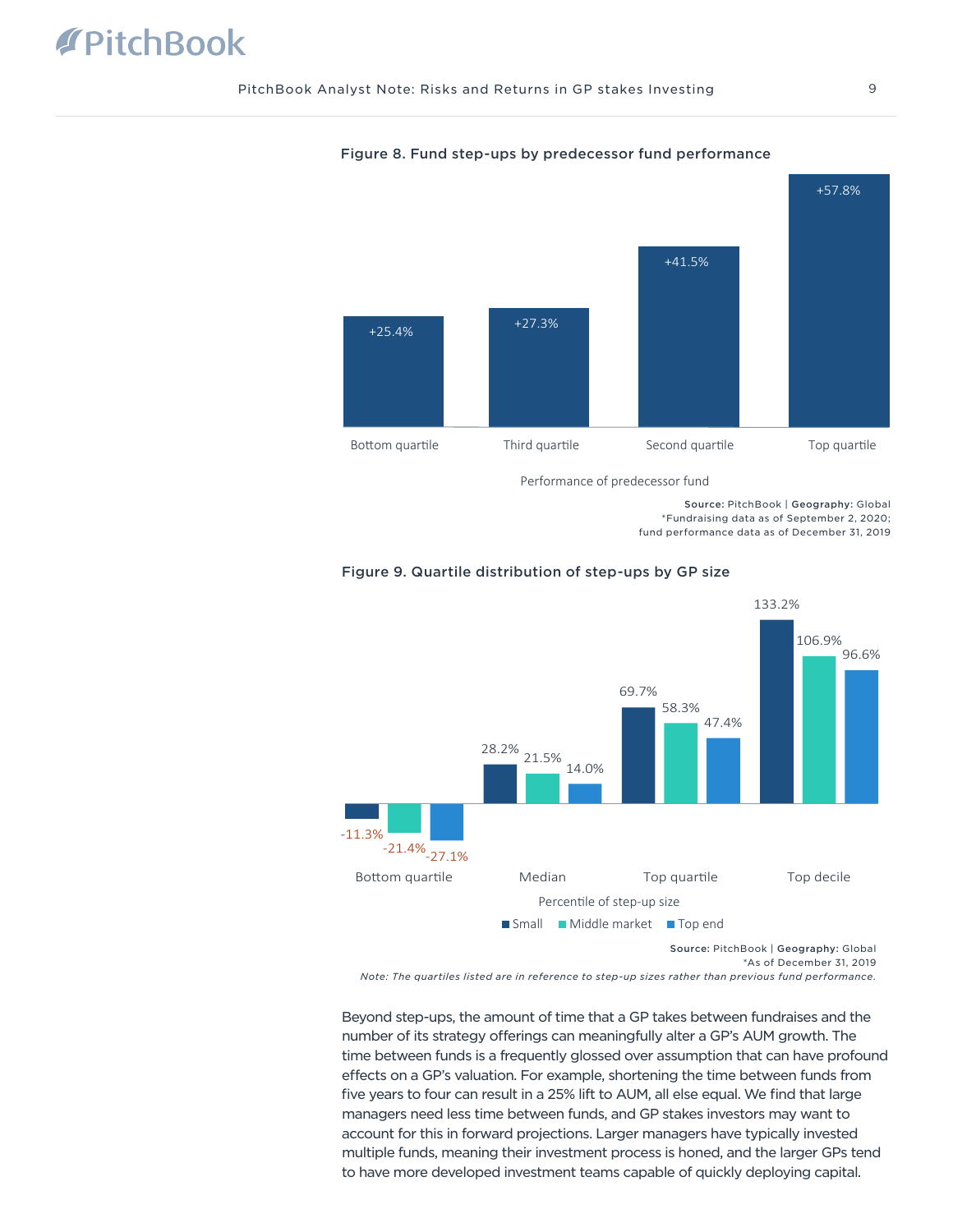**Figure 8. Fund step-ups by predecessor fund performance**

| Performance of predecessor fund | Step-up |
|---|---|
| Bottom quartile | +25.4% |
| Third quartile | +27.3% |
| Second quartile | +41.5% |
| Top quartile | +57.8% |

**Source:** PitchBook | **Geography:** Global
*Fundraising data as of September 2, 2020; fund performance data as of December 31, 2019

**Figure 9. Quartile distribution of step-ups by GP size**

| Percentile of step-up size | Small | Middle market | Top end |
|---|---|---|---|
| Bottom quartile | -11.3% | -21.4% | -27.1% |
| Median | 28.2% | 21.5% | 14.0% |
| Top quartile | 69.7% | 58.3% | 47.4% |
| Top decile | 133.2% | 106.9% | 96.6% |

**Source:** PitchBook | **Geography:** Global
*As of December 31, 2019

*Note: The quartiles listed are in reference to step-up sizes rather than previous fund performance.*

Beyond step-ups, the amount of time that a GP takes between fundraises and the number of its strategy offerings can meaningfully alter a GP's AUM growth. The time between funds is a frequently glossed over assumption that can have profound effects on a GP's valuation. For example, shortening the time between funds from five years to four can result in a 25% lift to AUM, all else equal. We find that large managers need less time between funds, and GP stakes investors may want to account for this in forward projections. Larger managers have typically invested multiple funds, meaning their investment process is honed, and the larger GPs tend to have more developed investment teams capable of quickly deploying capital.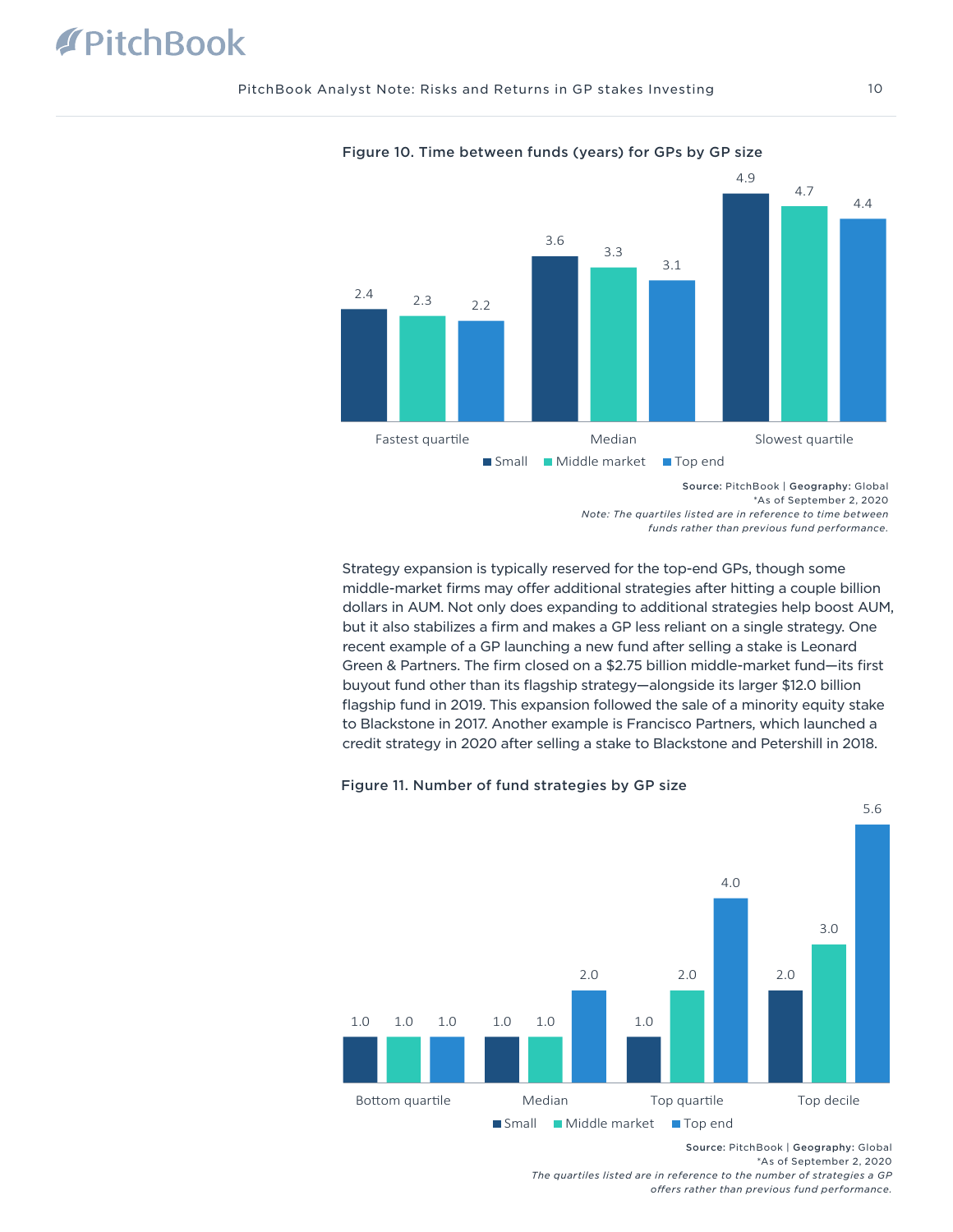**Figure 10. Time between funds (years) for GPs by GP size**

| | Small | Middle market | Top end |
|---|---|---|---|
| Fastest quartile | 2.4 | 2.3 | 2.2 |
| Median | 3.6 | 3.3 | 3.1 |
| Slowest quartile | 4.9 | 4.7 | 4.4 |

**Source:** PitchBook | **Geography:** Global
*As of September 2, 2020
*Note: The quartiles listed are in reference to time between funds rather than previous fund performance.*

Strategy expansion is typically reserved for the top-end GPs, though some middle-market firms may offer additional strategies after hitting a couple billion dollars in AUM. Not only does expanding to additional strategies help boost AUM, but it also stabilizes a firm and makes a GP less reliant on a single strategy. One recent example of a GP launching a new fund after selling a stake is Leonard Green & Partners. The firm closed on a $2.75 billion middle-market fund—its first buyout fund other than its flagship strategy—alongside its larger $12.0 billion flagship fund in 2019. This expansion followed the sale of a minority equity stake to Blackstone in 2017. Another example is Francisco Partners, which launched a credit strategy in 2020 after selling a stake to Blackstone and Petershill in 2018.

**Figure 11. Number of fund strategies by GP size**

| | Small | Middle market | Top end |
|---|---|---|---|
| Bottom quartile | 1.0 | 1.0 | 1.0 |
| Median | 1.0 | 1.0 | 2.0 |
| Top quartile | 1.0 | 2.0 | 4.0 |
| Top decile | 2.0 | 3.0 | 5.6 |

**Source:** PitchBook | **Geography:** Global
*As of September 2, 2020
*The quartiles listed are in reference to the number of strategies a GP offers rather than previous fund performance.*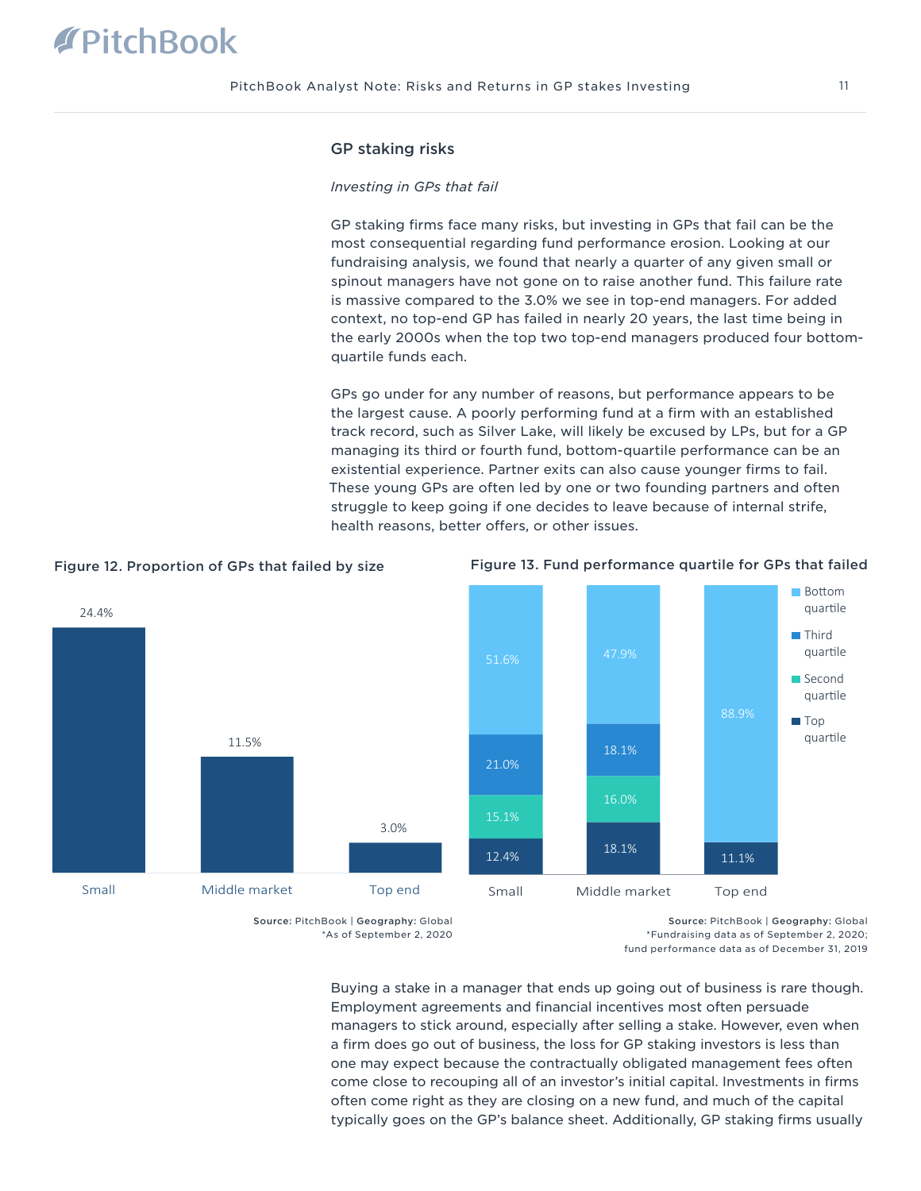## GP staking risks

*Investing in GPs that fail*

GP staking firms face many risks, but investing in GPs that fail can be the most consequential regarding fund performance erosion. Looking at our fundraising analysis, we found that nearly a quarter of any given small or spinout managers have not gone on to raise another fund. This failure rate is massive compared to the 3.0% we see in top-end managers. For added context, no top-end GP has failed in nearly 20 years, the last time being in the early 2000s when the top two top-end managers produced four bottom-quartile funds each.

GPs go under for any number of reasons, but performance appears to be the largest cause. A poorly performing fund at a firm with an established track record, such as Silver Lake, will likely be excused by LPs, but for a GP managing its third or fourth fund, bottom-quartile performance can be an existential experience. Partner exits can also cause younger firms to fail. These young GPs are often led by one or two founding partners and often struggle to keep going if one decides to leave because of internal strife, health reasons, better offers, or other issues.

**Figure 12. Proportion of GPs that failed by size**

| Size | Proportion failed |
|---|---|
| Small | 24.4% |
| Middle market | 11.5% |
| Top end | 3.0% |

**Source:** PitchBook | **Geography:** Global
*As of September 2, 2020

**Figure 13. Fund performance quartile for GPs that failed**

| Quartile | Small | Middle market | Top end |
|---|---|---|---|
| Bottom quartile | 51.6% | 47.9% | 88.9% |
| Third quartile | 21.0% | 18.1% | |
| Second quartile | 15.1% | 16.0% | |
| Top quartile | 12.4% | 18.1% | 11.1% |

**Source:** PitchBook | **Geography:** Global
*Fundraising data as of September 2, 2020; fund performance data as of December 31, 2019

Buying a stake in a manager that ends up going out of business is rare though. Employment agreements and financial incentives most often persuade managers to stick around, especially after selling a stake. However, even when a firm does go out of business, the loss for GP staking investors is less than one may expect because the contractually obligated management fees often come close to recouping all of an investor's initial capital. Investments in firms often come right as they are closing on a new fund, and much of the capital typically goes on the GP's balance sheet. Additionally, GP staking firms usually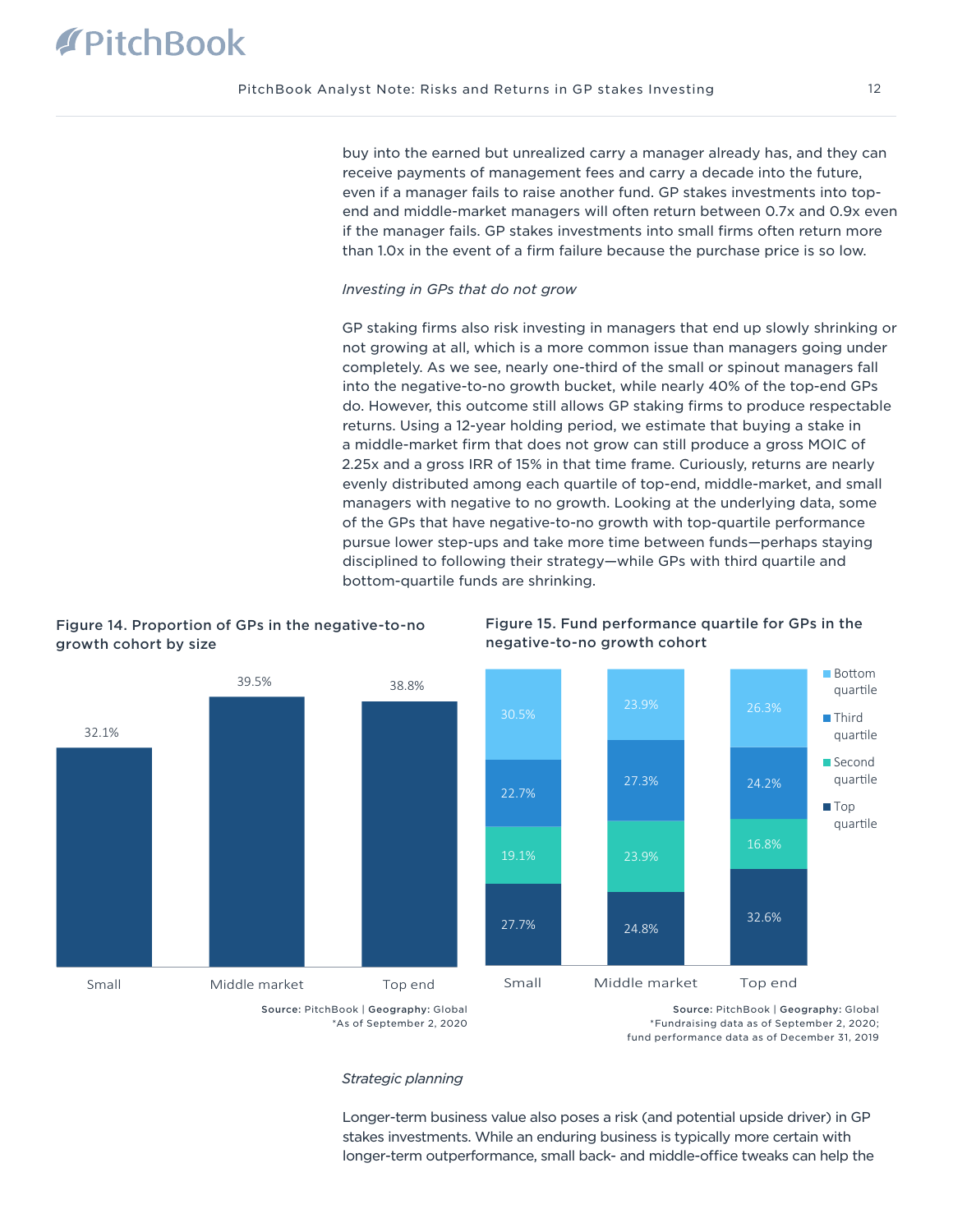buy into the earned but unrealized carry a manager already has, and they can receive payments of management fees and carry a decade into the future, even if a manager fails to raise another fund. GP stakes investments into top-end and middle-market managers will often return between 0.7x and 0.9x even if the manager fails. GP stakes investments into small firms often return more than 1.0x in the event of a firm failure because the purchase price is so low.

*Investing in GPs that do not grow*

GP staking firms also risk investing in managers that end up slowly shrinking or not growing at all, which is a more common issue than managers going under completely. As we see, nearly one-third of the small or spinout managers fall into the negative-to-no growth bucket, while nearly 40% of the top-end GPs do. However, this outcome still allows GP staking firms to produce respectable returns. Using a 12-year holding period, we estimate that buying a stake in a middle-market firm that does not grow can still produce a gross MOIC of 2.25x and a gross IRR of 15% in that time frame. Curiously, returns are nearly evenly distributed among each quartile of top-end, middle-market, and small managers with negative to no growth. Looking at the underlying data, some of the GPs that have negative-to-no growth with top-quartile performance pursue lower step-ups and take more time between funds—perhaps staying disciplined to following their strategy—while GPs with third quartile and bottom-quartile funds are shrinking.

**Figure 14. Proportion of GPs in the negative-to-no growth cohort by size**

| Size | Proportion |
|---|---|
| Small | 32.1% |
| Middle market | 39.5% |
| Top end | 38.8% |

**Source:** PitchBook | **Geography:** Global
*As of September 2, 2020

**Figure 15. Fund performance quartile for GPs in the negative-to-no growth cohort**

| Quartile | Small | Middle market | Top end |
|---|---|---|---|
| Bottom quartile | 30.5% | 23.9% | 26.3% |
| Third quartile | 22.7% | 27.3% | 24.2% |
| Second quartile | 19.1% | 23.9% | 16.8% |
| Top quartile | 27.7% | 24.8% | 32.6% |

**Source:** PitchBook | **Geography:** Global
*Fundraising data as of September 2, 2020; fund performance data as of December 31, 2019

*Strategic planning*

Longer-term business value also poses a risk (and potential upside driver) in GP stakes investments. While an enduring business is typically more certain with longer-term outperformance, small back- and middle-office tweaks can help the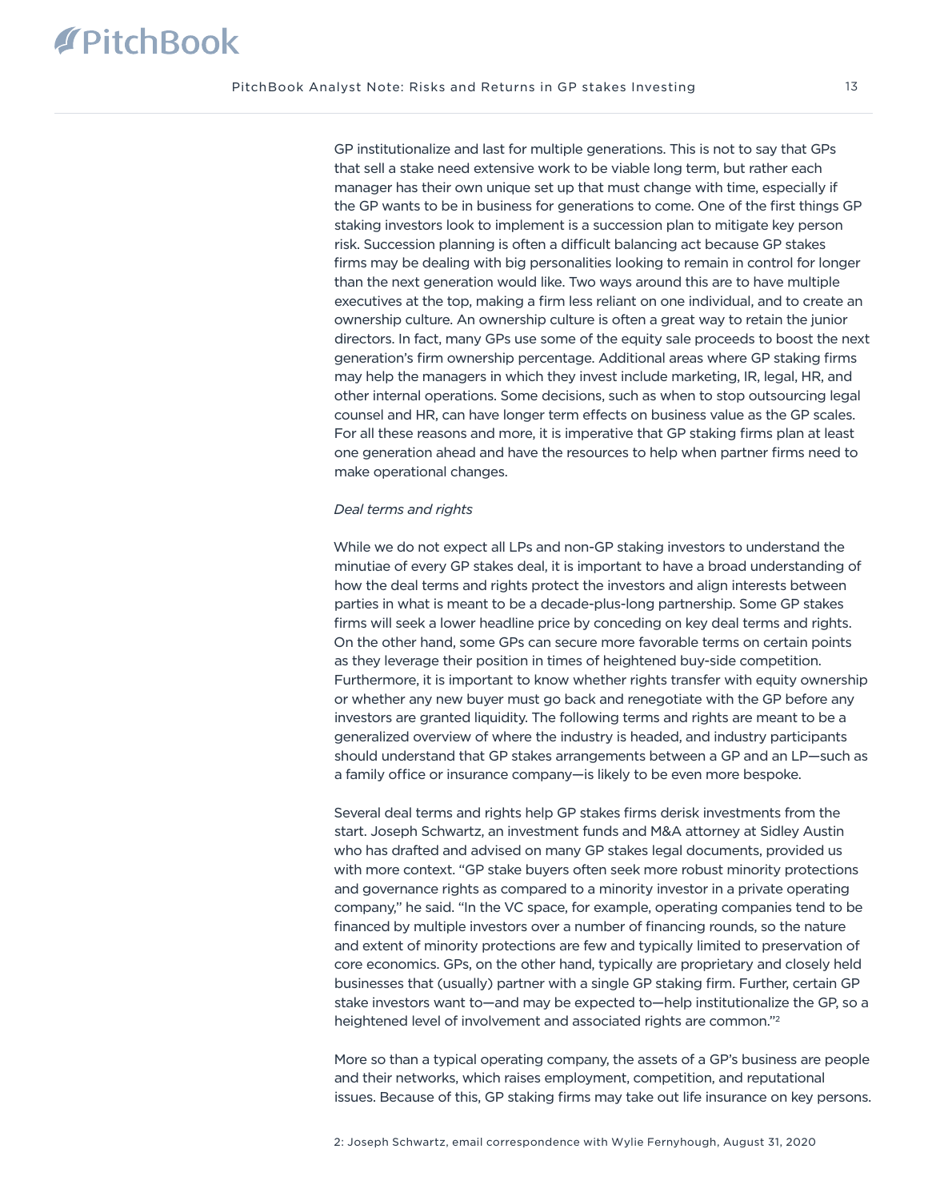GP institutionalize and last for multiple generations. This is not to say that GPs that sell a stake need extensive work to be viable long term, but rather each manager has their own unique set up that must change with time, especially if the GP wants to be in business for generations to come. One of the first things GP staking investors look to implement is a succession plan to mitigate key person risk. Succession planning is often a difficult balancing act because GP stakes firms may be dealing with big personalities looking to remain in control for longer than the next generation would like. Two ways around this are to have multiple executives at the top, making a firm less reliant on one individual, and to create an ownership culture. An ownership culture is often a great way to retain the junior directors. In fact, many GPs use some of the equity sale proceeds to boost the next generation's firm ownership percentage. Additional areas where GP staking firms may help the managers in which they invest include marketing, IR, legal, HR, and other internal operations. Some decisions, such as when to stop outsourcing legal counsel and HR, can have longer term effects on business value as the GP scales. For all these reasons and more, it is imperative that GP staking firms plan at least one generation ahead and have the resources to help when partner firms need to make operational changes.

*Deal terms and rights*

While we do not expect all LPs and non-GP staking investors to understand the minutiae of every GP stakes deal, it is important to have a broad understanding of how the deal terms and rights protect the investors and align interests between parties in what is meant to be a decade-plus-long partnership. Some GP stakes firms will seek a lower headline price by conceding on key deal terms and rights. On the other hand, some GPs can secure more favorable terms on certain points as they leverage their position in times of heightened buy-side competition. Furthermore, it is important to know whether rights transfer with equity ownership or whether any new buyer must go back and renegotiate with the GP before any investors are granted liquidity. The following terms and rights are meant to be a generalized overview of where the industry is headed, and industry participants should understand that GP stakes arrangements between a GP and an LP—such as a family office or insurance company—is likely to be even more bespoke.

Several deal terms and rights help GP stakes firms derisk investments from the start. Joseph Schwartz, an investment funds and M&A attorney at Sidley Austin who has drafted and advised on many GP stakes legal documents, provided us with more context. "GP stake buyers often seek more robust minority protections and governance rights as compared to a minority investor in a private operating company," he said. "In the VC space, for example, operating companies tend to be financed by multiple investors over a number of financing rounds, so the nature and extent of minority protections are few and typically limited to preservation of core economics. GPs, on the other hand, typically are proprietary and closely held businesses that (usually) partner with a single GP staking firm. Further, certain GP stake investors want to—and may be expected to—help institutionalize the GP, so a heightened level of involvement and associated rights are common."[2]

More so than a typical operating company, the assets of a GP's business are people and their networks, which raises employment, competition, and reputational issues. Because of this, GP staking firms may take out life insurance on key persons.

2: Joseph Schwartz, email correspondence with Wylie Fernyhough, August 31, 2020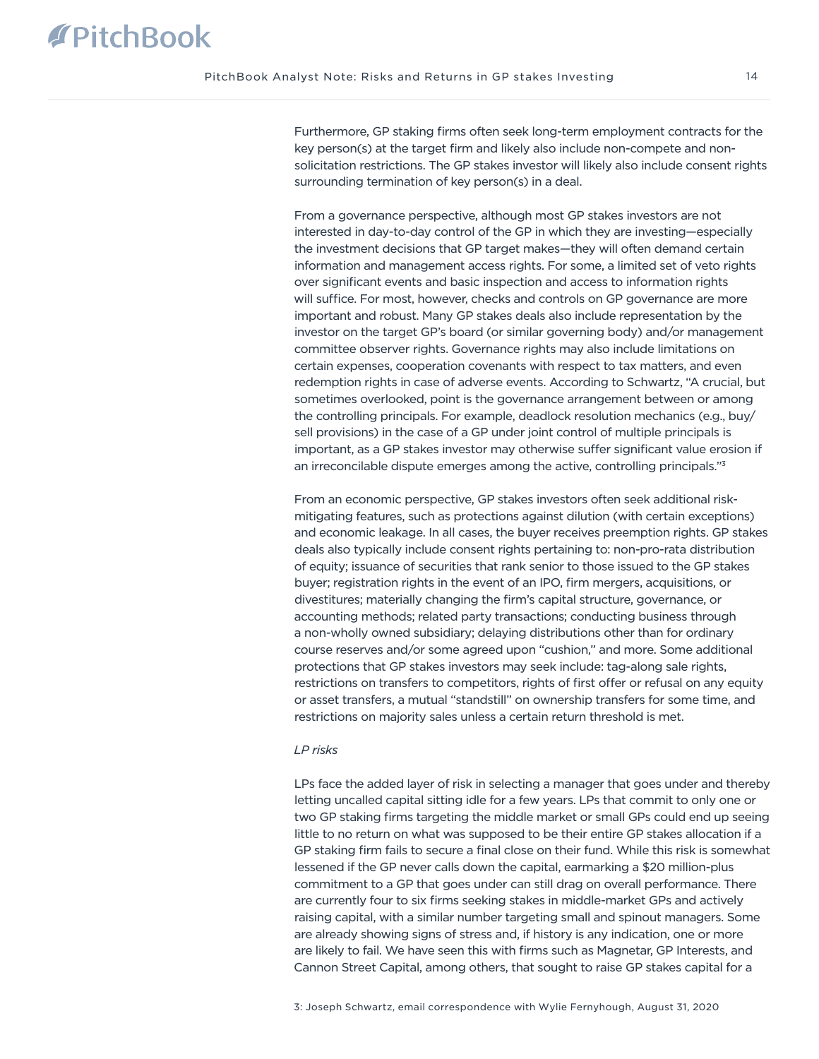Furthermore, GP staking firms often seek long-term employment contracts for the key person(s) at the target firm and likely also include non-compete and non-solicitation restrictions. The GP stakes investor will likely also include consent rights surrounding termination of key person(s) in a deal.

From a governance perspective, although most GP stakes investors are not interested in day-to-day control of the GP in which they are investing—especially the investment decisions that GP target makes—they will often demand certain information and management access rights. For some, a limited set of veto rights over significant events and basic inspection and access to information rights will suffice. For most, however, checks and controls on GP governance are more important and robust. Many GP stakes deals also include representation by the investor on the target GP's board (or similar governing body) and/or management committee observer rights. Governance rights may also include limitations on certain expenses, cooperation covenants with respect to tax matters, and even redemption rights in case of adverse events. According to Schwartz, "A crucial, but sometimes overlooked, point is the governance arrangement between or among the controlling principals. For example, deadlock resolution mechanics (e.g., buy/sell provisions) in the case of a GP under joint control of multiple principals is important, as a GP stakes investor may otherwise suffer significant value erosion if an irreconcilable dispute emerges among the active, controlling principals."[3]

From an economic perspective, GP stakes investors often seek additional risk-mitigating features, such as protections against dilution (with certain exceptions) and economic leakage. In all cases, the buyer receives preemption rights. GP stakes deals also typically include consent rights pertaining to: non-pro-rata distribution of equity; issuance of securities that rank senior to those issued to the GP stakes buyer; registration rights in the event of an IPO, firm mergers, acquisitions, or divestitures; materially changing the firm's capital structure, governance, or accounting methods; related party transactions; conducting business through a non-wholly owned subsidiary; delaying distributions other than for ordinary course reserves and/or some agreed upon "cushion," and more. Some additional protections that GP stakes investors may seek include: tag-along sale rights, restrictions on transfers to competitors, rights of first offer or refusal on any equity or asset transfers, a mutual "standstill" on ownership transfers for some time, and restrictions on majority sales unless a certain return threshold is met.

*LP risks*

LPs face the added layer of risk in selecting a manager that goes under and thereby letting uncalled capital sitting idle for a few years. LPs that commit to only one or two GP staking firms targeting the middle market or small GPs could end up seeing little to no return on what was supposed to be their entire GP stakes allocation if a GP staking firm fails to secure a final close on their fund. While this risk is somewhat lessened if the GP never calls down the capital, earmarking a $20 million-plus commitment to a GP that goes under can still drag on overall performance. There are currently four to six firms seeking stakes in middle-market GPs and actively raising capital, with a similar number targeting small and spinout managers. Some are already showing signs of stress and, if history is any indication, one or more are likely to fail. We have seen this with firms such as Magnetar, GP Interests, and Cannon Street Capital, among others, that sought to raise GP stakes capital for a

3: Joseph Schwartz, email correspondence with Wylie Fernyhough, August 31, 2020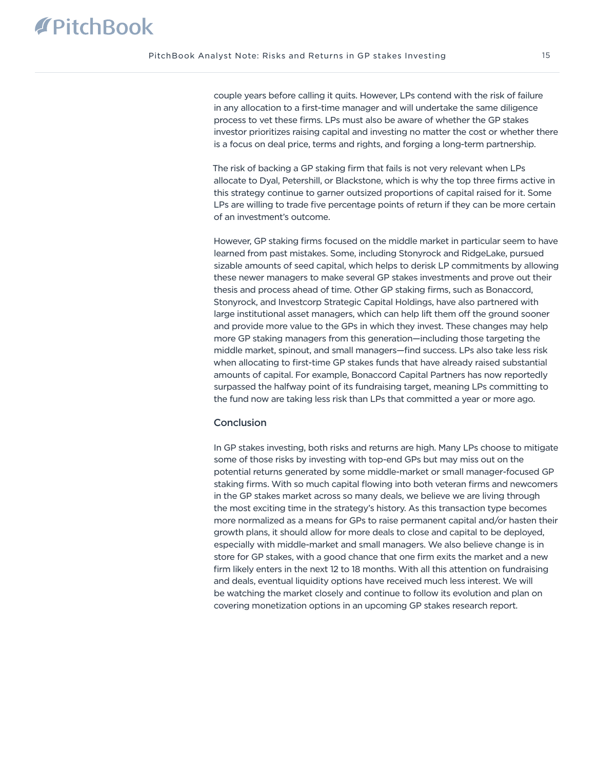couple years before calling it quits. However, LPs contend with the risk of failure in any allocation to a first-time manager and will undertake the same diligence process to vet these firms. LPs must also be aware of whether the GP stakes investor prioritizes raising capital and investing no matter the cost or whether there is a focus on deal price, terms and rights, and forging a long-term partnership.

The risk of backing a GP staking firm that fails is not very relevant when LPs allocate to Dyal, Petershill, or Blackstone, which is why the top three firms active in this strategy continue to garner outsized proportions of capital raised for it. Some LPs are willing to trade five percentage points of return if they can be more certain of an investment's outcome.

However, GP staking firms focused on the middle market in particular seem to have learned from past mistakes. Some, including Stonyrock and RidgeLake, pursued sizable amounts of seed capital, which helps to derisk LP commitments by allowing these newer managers to make several GP stakes investments and prove out their thesis and process ahead of time. Other GP staking firms, such as Bonaccord, Stonyrock, and Investcorp Strategic Capital Holdings, have also partnered with large institutional asset managers, which can help lift them off the ground sooner and provide more value to the GPs in which they invest. These changes may help more GP staking managers from this generation—including those targeting the middle market, spinout, and small managers—find success. LPs also take less risk when allocating to first-time GP stakes funds that have already raised substantial amounts of capital. For example, Bonaccord Capital Partners has now reportedly surpassed the halfway point of its fundraising target, meaning LPs committing to the fund now are taking less risk than LPs that committed a year or more ago.

## Conclusion

In GP stakes investing, both risks and returns are high. Many LPs choose to mitigate some of those risks by investing with top-end GPs but may miss out on the potential returns generated by some middle-market or small manager-focused GP staking firms. With so much capital flowing into both veteran firms and newcomers in the GP stakes market across so many deals, we believe we are living through the most exciting time in the strategy's history. As this transaction type becomes more normalized as a means for GPs to raise permanent capital and/or hasten their growth plans, it should allow for more deals to close and capital to be deployed, especially with middle-market and small managers. We also believe change is in store for GP stakes, with a good chance that one firm exits the market and a new firm likely enters in the next 12 to 18 months. With all this attention on fundraising and deals, eventual liquidity options have received much less interest. We will be watching the market closely and continue to follow its evolution and plan on covering monetization options in an upcoming GP stakes research report.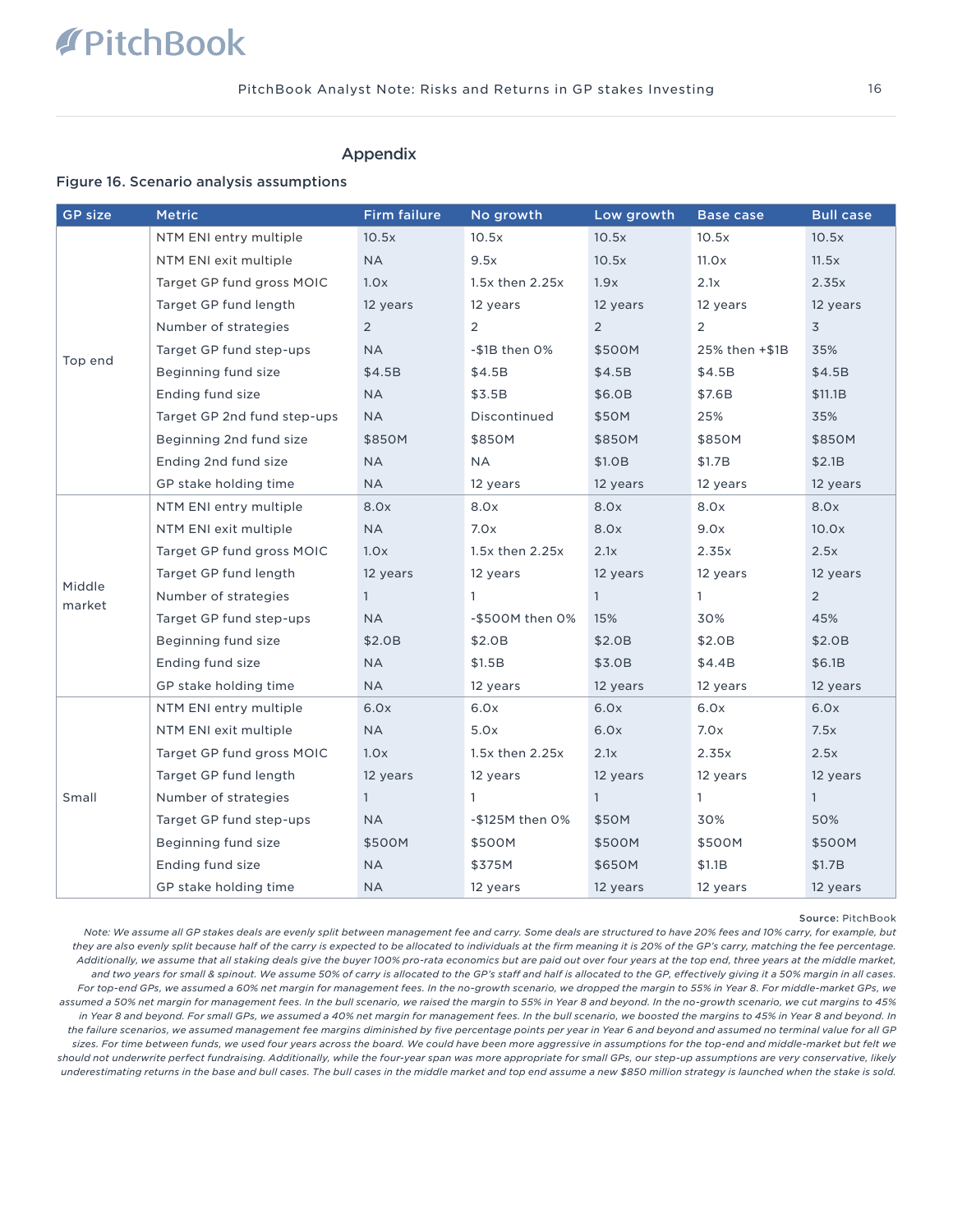## Appendix

### Figure 16. Scenario analysis assumptions

| GP size | Metric | Firm failure | No growth | Low growth | Base case | Bull case |
|---|---|---|---|---|---|---|
| Top end | NTM ENI entry multiple | 10.5x | 10.5x | 10.5x | 10.5x | 10.5x |
| | NTM ENI exit multiple | NA | 9.5x | 10.5x | 11.0x | 11.5x |
| | Target GP fund gross MOIC | 1.0x | 1.5x then 2.25x | 1.9x | 2.1x | 2.35x |
| | Target GP fund length | 12 years | 12 years | 12 years | 12 years | 12 years |
| | Number of strategies | 2 | 2 | 2 | 2 | 3 |
| | Target GP fund step-ups | NA | -$1B then 0% | $500M | 25% then +$1B | 35% |
| | Beginning fund size | $4.5B | $4.5B | $4.5B | $4.5B | $4.5B |
| | Ending fund size | NA | $3.5B | $6.0B | $7.6B | $11.1B |
| | Target GP 2nd fund step-ups | NA | Discontinued | $50M | 25% | 35% |
| | Beginning 2nd fund size | $850M | $850M | $850M | $850M | $850M |
| | Ending 2nd fund size | NA | NA | $1.0B | $1.7B | $2.1B |
| | GP stake holding time | NA | 12 years | 12 years | 12 years | 12 years |
| Middle market | NTM ENI entry multiple | 8.0x | 8.0x | 8.0x | 8.0x | 8.0x |
| | NTM ENI exit multiple | NA | 7.0x | 8.0x | 9.0x | 10.0x |
| | Target GP fund gross MOIC | 1.0x | 1.5x then 2.25x | 2.1x | 2.35x | 2.5x |
| | Target GP fund length | 12 years | 12 years | 12 years | 12 years | 12 years |
| | Number of strategies | 1 | 1 | 1 | 1 | 2 |
| | Target GP fund step-ups | NA | -$500M then 0% | 15% | 30% | 45% |
| | Beginning fund size | $2.0B | $2.0B | $2.0B | $2.0B | $2.0B |
| | Ending fund size | NA | $1.5B | $3.0B | $4.4B | $6.1B |
| | GP stake holding time | NA | 12 years | 12 years | 12 years | 12 years |
| Small | NTM ENI entry multiple | 6.0x | 6.0x | 6.0x | 6.0x | 6.0x |
| | NTM ENI exit multiple | NA | 5.0x | 6.0x | 7.0x | 7.5x |
| | Target GP fund gross MOIC | 1.0x | 1.5x then 2.25x | 2.1x | 2.35x | 2.5x |
| | Target GP fund length | 12 years | 12 years | 12 years | 12 years | 12 years |
| | Number of strategies | 1 | 1 | 1 | 1 | 1 |
| | Target GP fund step-ups | NA | -$125M then 0% | $50M | 30% | 50% |
| | Beginning fund size | $500M | $500M | $500M | $500M | $500M |
| | Ending fund size | NA | $375M | $650M | $1.1B | $1.7B |
| | GP stake holding time | NA | 12 years | 12 years | 12 years | 12 years |

Source: PitchBook

*Note: We assume all GP stakes deals are evenly split between management fee and carry. Some deals are structured to have 20% fees and 10% carry, for example, but they are also evenly split because half of the carry is expected to be allocated to individuals at the firm meaning it is 20% of the GP's carry, matching the fee percentage. Additionally, we assume that all staking deals give the buyer 100% pro-rata economics but are paid out over four years at the top end, three years at the middle market, and two years for small & spinout. We assume 50% of carry is allocated to the GP's staff and half is allocated to the GP, effectively giving it a 50% margin in all cases. For top-end GPs, we assumed a 60% net margin for management fees. In the no-growth scenario, we dropped the margin to 55% in Year 8. For middle-market GPs, we assumed a 50% net margin for management fees. In the bull scenario, we raised the margin to 55% in Year 8 and beyond. In the no-growth scenario, we cut margins to 45% in Year 8 and beyond. For small GPs, we assumed a 40% net margin for management fees. In the bull scenario, we boosted the margins to 45% in Year 8 and beyond. In the failure scenarios, we assumed management fee margins diminished by five percentage points per year in Year 6 and beyond and assumed no terminal value for all GP sizes. For time between funds, we used four years across the board. We could have been more aggressive in assumptions for the top-end and middle-market but felt we should not underwrite perfect fundraising. Additionally, while the four-year span was more appropriate for small GPs, our step-up assumptions are very conservative, likely underestimating returns in the base and bull cases. The bull cases in the middle market and top end assume a new $850 million strategy is launched when the stake is sold.*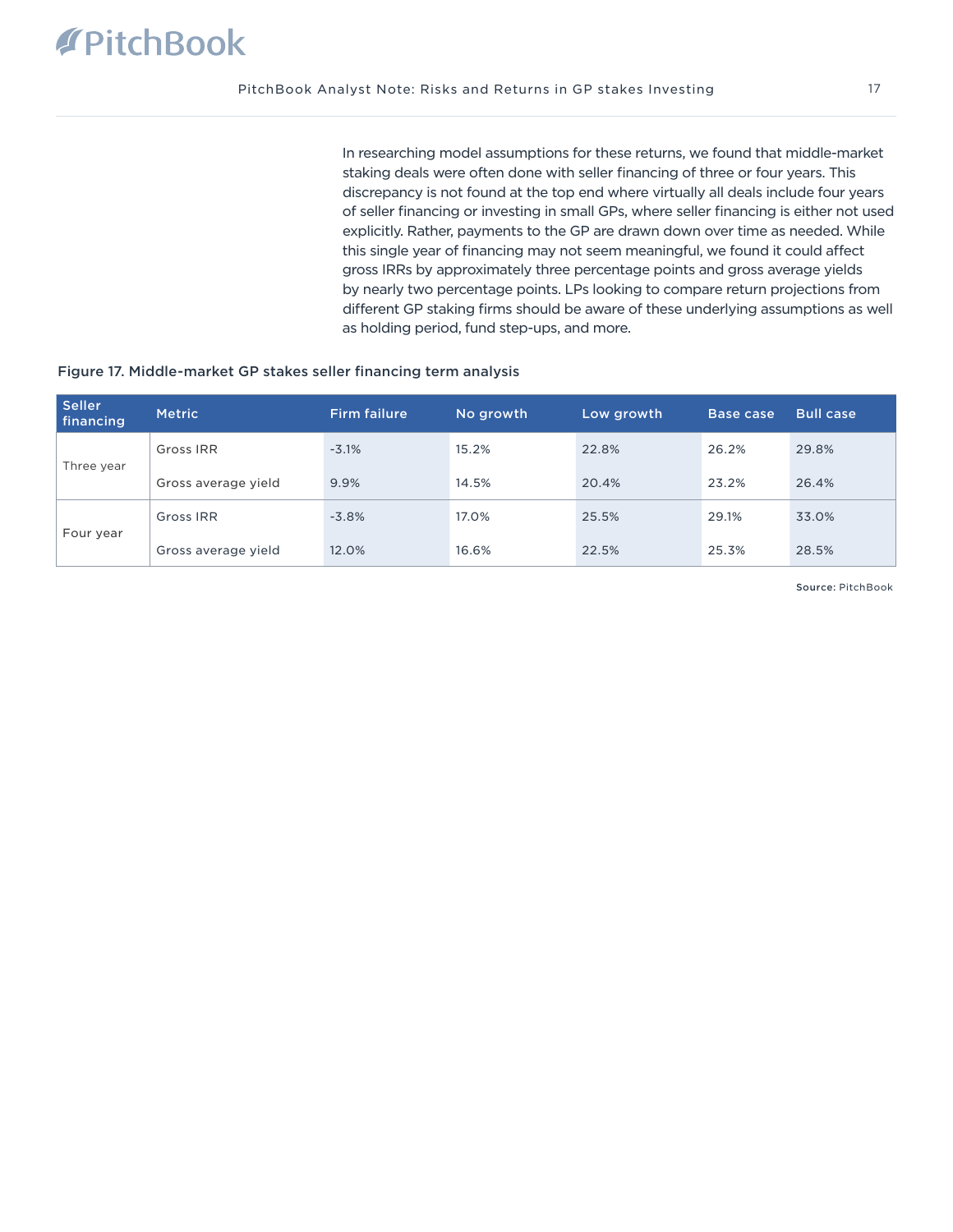In researching model assumptions for these returns, we found that middle-market staking deals were often done with seller financing of three or four years. This discrepancy is not found at the top end where virtually all deals include four years of seller financing or investing in small GPs, where seller financing is either not used explicitly. Rather, payments to the GP are drawn down over time as needed. While this single year of financing may not seem meaningful, we found it could affect gross IRRs by approximately three percentage points and gross average yields by nearly two percentage points. LPs looking to compare return projections from different GP staking firms should be aware of these underlying assumptions as well as holding period, fund step-ups, and more.

**Figure 17. Middle-market GP stakes seller financing term analysis**

| Seller financing | Metric | Firm failure | No growth | Low growth | Base case | Bull case |
|---|---|---|---|---|---|---|
| Three year | Gross IRR | -3.1% | 15.2% | 22.8% | 26.2% | 29.8% |
| | Gross average yield | 9.9% | 14.5% | 20.4% | 23.2% | 26.4% |
| Four year | Gross IRR | -3.8% | 17.0% | 25.5% | 29.1% | 33.0% |
| | Gross average yield | 12.0% | 16.6% | 22.5% | 25.3% | 28.5% |

**Source:** PitchBook